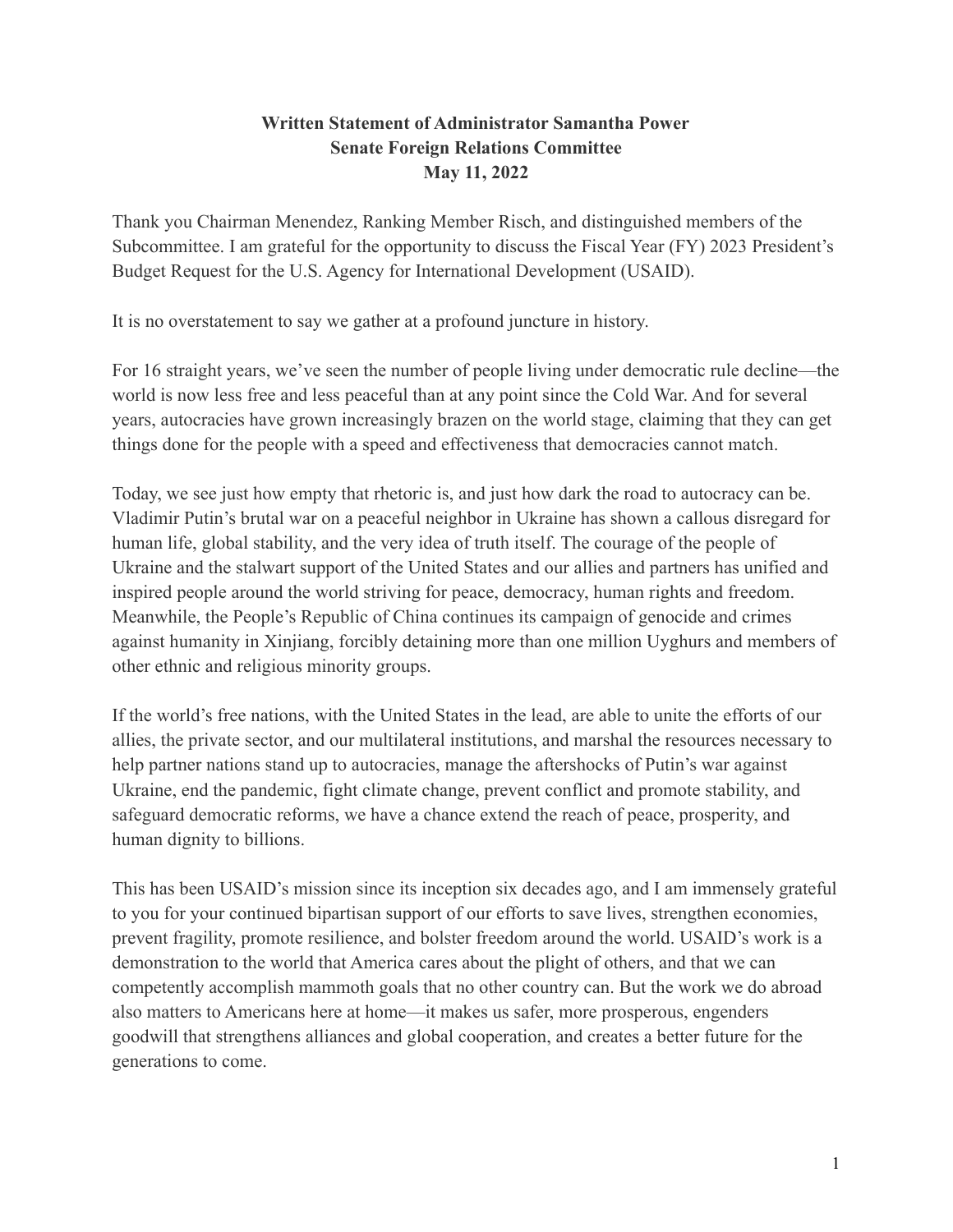**Written Statement of Administrator Samantha Power**
**Senate Foreign Relations Committee**
**May 11, 2022**

Thank you Chairman Menendez, Ranking Member Risch, and distinguished members of the Subcommittee. I am grateful for the opportunity to discuss the Fiscal Year (FY) 2023 President's Budget Request for the U.S. Agency for International Development (USAID).

It is no overstatement to say we gather at a profound juncture in history.

For 16 straight years, we've seen the number of people living under democratic rule decline—the world is now less free and less peaceful than at any point since the Cold War. And for several years, autocracies have grown increasingly brazen on the world stage, claiming that they can get things done for the people with a speed and effectiveness that democracies cannot match.

Today, we see just how empty that rhetoric is, and just how dark the road to autocracy can be. Vladimir Putin's brutal war on a peaceful neighbor in Ukraine has shown a callous disregard for human life, global stability, and the very idea of truth itself. The courage of the people of Ukraine and the stalwart support of the United States and our allies and partners has unified and inspired people around the world striving for peace, democracy, human rights and freedom. Meanwhile, the People's Republic of China continues its campaign of genocide and crimes against humanity in Xinjiang, forcibly detaining more than one million Uyghurs and members of other ethnic and religious minority groups.

If the world's free nations, with the United States in the lead, are able to unite the efforts of our allies, the private sector, and our multilateral institutions, and marshal the resources necessary to help partner nations stand up to autocracies, manage the aftershocks of Putin's war against Ukraine, end the pandemic, fight climate change, prevent conflict and promote stability, and safeguard democratic reforms, we have a chance extend the reach of peace, prosperity, and human dignity to billions.

This has been USAID's mission since its inception six decades ago, and I am immensely grateful to you for your continued bipartisan support of our efforts to save lives, strengthen economies, prevent fragility, promote resilience, and bolster freedom around the world. USAID's work is a demonstration to the world that America cares about the plight of others, and that we can competently accomplish mammoth goals that no other country can. But the work we do abroad also matters to Americans here at home—it makes us safer, more prosperous, engenders goodwill that strengthens alliances and global cooperation, and creates a better future for the generations to come.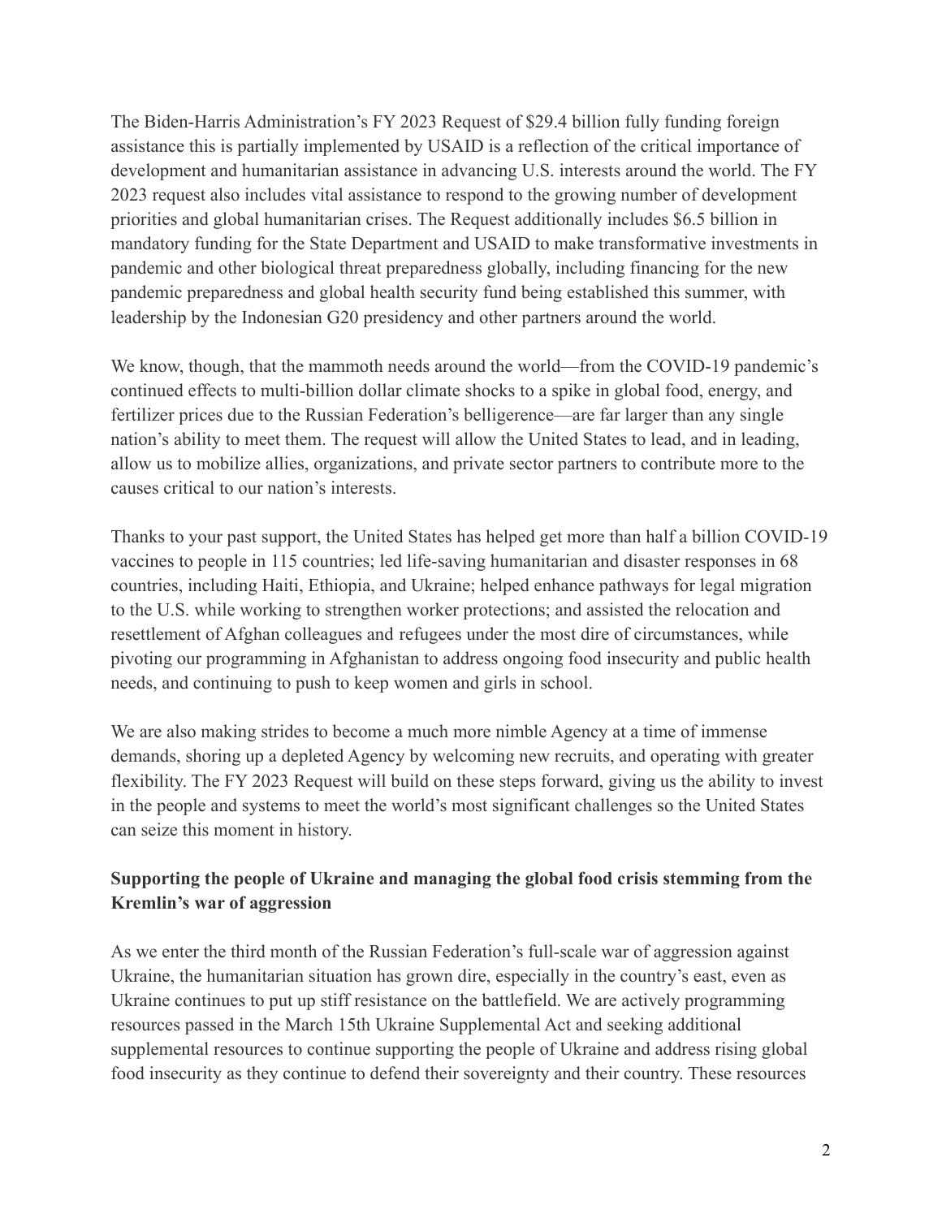The Biden-Harris Administration's FY 2023 Request of $29.4 billion fully funding foreign assistance this is partially implemented by USAID is a reflection of the critical importance of development and humanitarian assistance in advancing U.S. interests around the world. The FY 2023 request also includes vital assistance to respond to the growing number of development priorities and global humanitarian crises. The Request additionally includes $6.5 billion in mandatory funding for the State Department and USAID to make transformative investments in pandemic and other biological threat preparedness globally, including financing for the new pandemic preparedness and global health security fund being established this summer, with leadership by the Indonesian G20 presidency and other partners around the world.

We know, though, that the mammoth needs around the world—from the COVID-19 pandemic's continued effects to multi-billion dollar climate shocks to a spike in global food, energy, and fertilizer prices due to the Russian Federation's belligerence—are far larger than any single nation's ability to meet them. The request will allow the United States to lead, and in leading, allow us to mobilize allies, organizations, and private sector partners to contribute more to the causes critical to our nation's interests.

Thanks to your past support, the United States has helped get more than half a billion COVID-19 vaccines to people in 115 countries; led life-saving humanitarian and disaster responses in 68 countries, including Haiti, Ethiopia, and Ukraine; helped enhance pathways for legal migration to the U.S. while working to strengthen worker protections; and assisted the relocation and resettlement of Afghan colleagues and refugees under the most dire of circumstances, while pivoting our programming in Afghanistan to address ongoing food insecurity and public health needs, and continuing to push to keep women and girls in school.

We are also making strides to become a much more nimble Agency at a time of immense demands, shoring up a depleted Agency by welcoming new recruits, and operating with greater flexibility. The FY 2023 Request will build on these steps forward, giving us the ability to invest in the people and systems to meet the world's most significant challenges so the United States can seize this moment in history.

**Supporting the people of Ukraine and managing the global food crisis stemming from the Kremlin's war of aggression**

As we enter the third month of the Russian Federation's full-scale war of aggression against Ukraine, the humanitarian situation has grown dire, especially in the country's east, even as Ukraine continues to put up stiff resistance on the battlefield. We are actively programming resources passed in the March 15th Ukraine Supplemental Act and seeking additional supplemental resources to continue supporting the people of Ukraine and address rising global food insecurity as they continue to defend their sovereignty and their country. These resources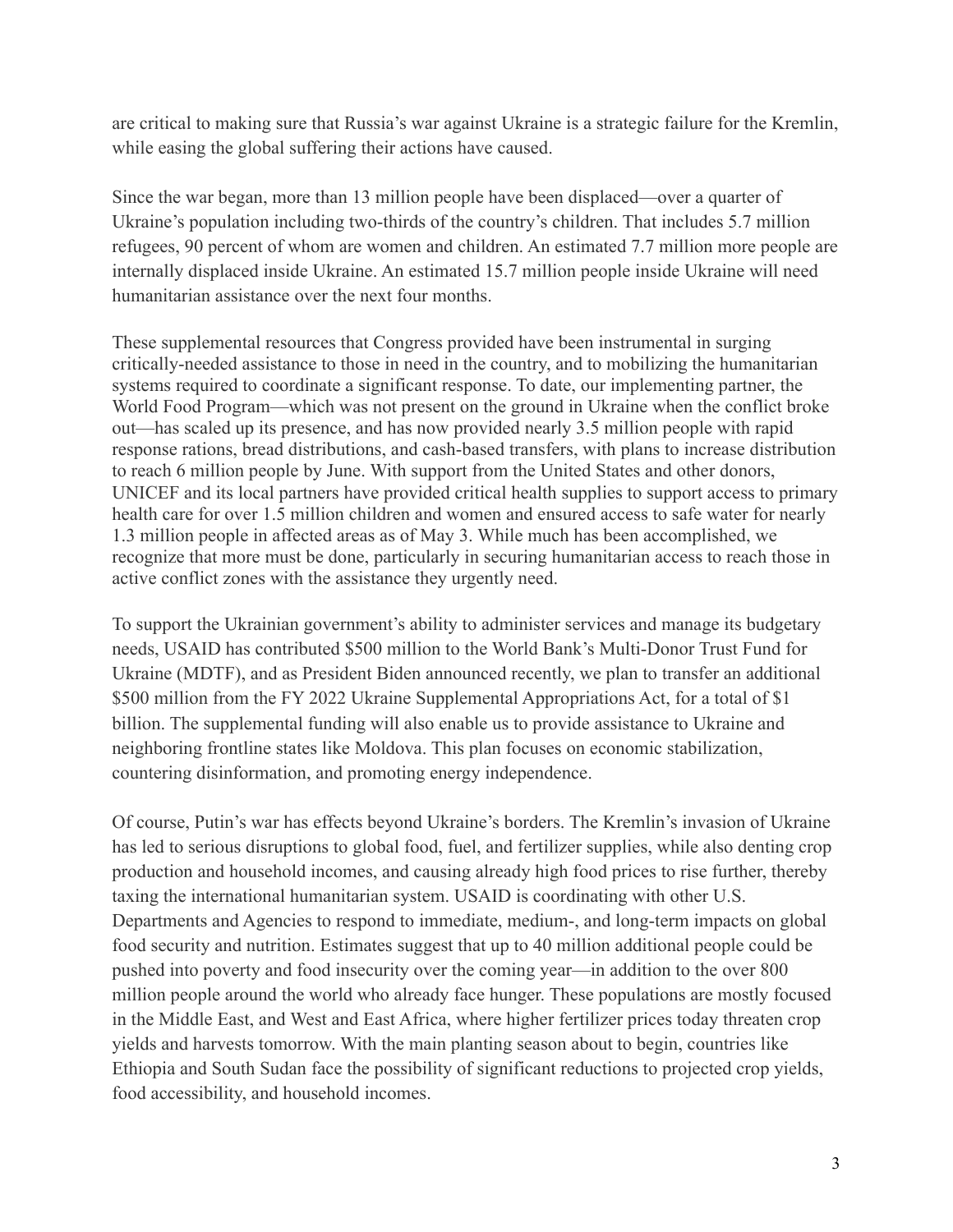are critical to making sure that Russia's war against Ukraine is a strategic failure for the Kremlin, while easing the global suffering their actions have caused.

Since the war began, more than 13 million people have been displaced—over a quarter of Ukraine's population including two-thirds of the country's children. That includes 5.7 million refugees, 90 percent of whom are women and children. An estimated 7.7 million more people are internally displaced inside Ukraine. An estimated 15.7 million people inside Ukraine will need humanitarian assistance over the next four months.

These supplemental resources that Congress provided have been instrumental in surging critically-needed assistance to those in need in the country, and to mobilizing the humanitarian systems required to coordinate a significant response. To date, our implementing partner, the World Food Program—which was not present on the ground in Ukraine when the conflict broke out—has scaled up its presence, and has now provided nearly 3.5 million people with rapid response rations, bread distributions, and cash-based transfers, with plans to increase distribution to reach 6 million people by June. With support from the United States and other donors, UNICEF and its local partners have provided critical health supplies to support access to primary health care for over 1.5 million children and women and ensured access to safe water for nearly 1.3 million people in affected areas as of May 3. While much has been accomplished, we recognize that more must be done, particularly in securing humanitarian access to reach those in active conflict zones with the assistance they urgently need.

To support the Ukrainian government's ability to administer services and manage its budgetary needs, USAID has contributed $500 million to the World Bank's Multi-Donor Trust Fund for Ukraine (MDTF), and as President Biden announced recently, we plan to transfer an additional $500 million from the FY 2022 Ukraine Supplemental Appropriations Act, for a total of $1 billion. The supplemental funding will also enable us to provide assistance to Ukraine and neighboring frontline states like Moldova. This plan focuses on economic stabilization, countering disinformation, and promoting energy independence.

Of course, Putin's war has effects beyond Ukraine's borders. The Kremlin's invasion of Ukraine has led to serious disruptions to global food, fuel, and fertilizer supplies, while also denting crop production and household incomes, and causing already high food prices to rise further, thereby taxing the international humanitarian system. USAID is coordinating with other U.S. Departments and Agencies to respond to immediate, medium-, and long-term impacts on global food security and nutrition. Estimates suggest that up to 40 million additional people could be pushed into poverty and food insecurity over the coming year—in addition to the over 800 million people around the world who already face hunger. These populations are mostly focused in the Middle East, and West and East Africa, where higher fertilizer prices today threaten crop yields and harvests tomorrow. With the main planting season about to begin, countries like Ethiopia and South Sudan face the possibility of significant reductions to projected crop yields, food accessibility, and household incomes.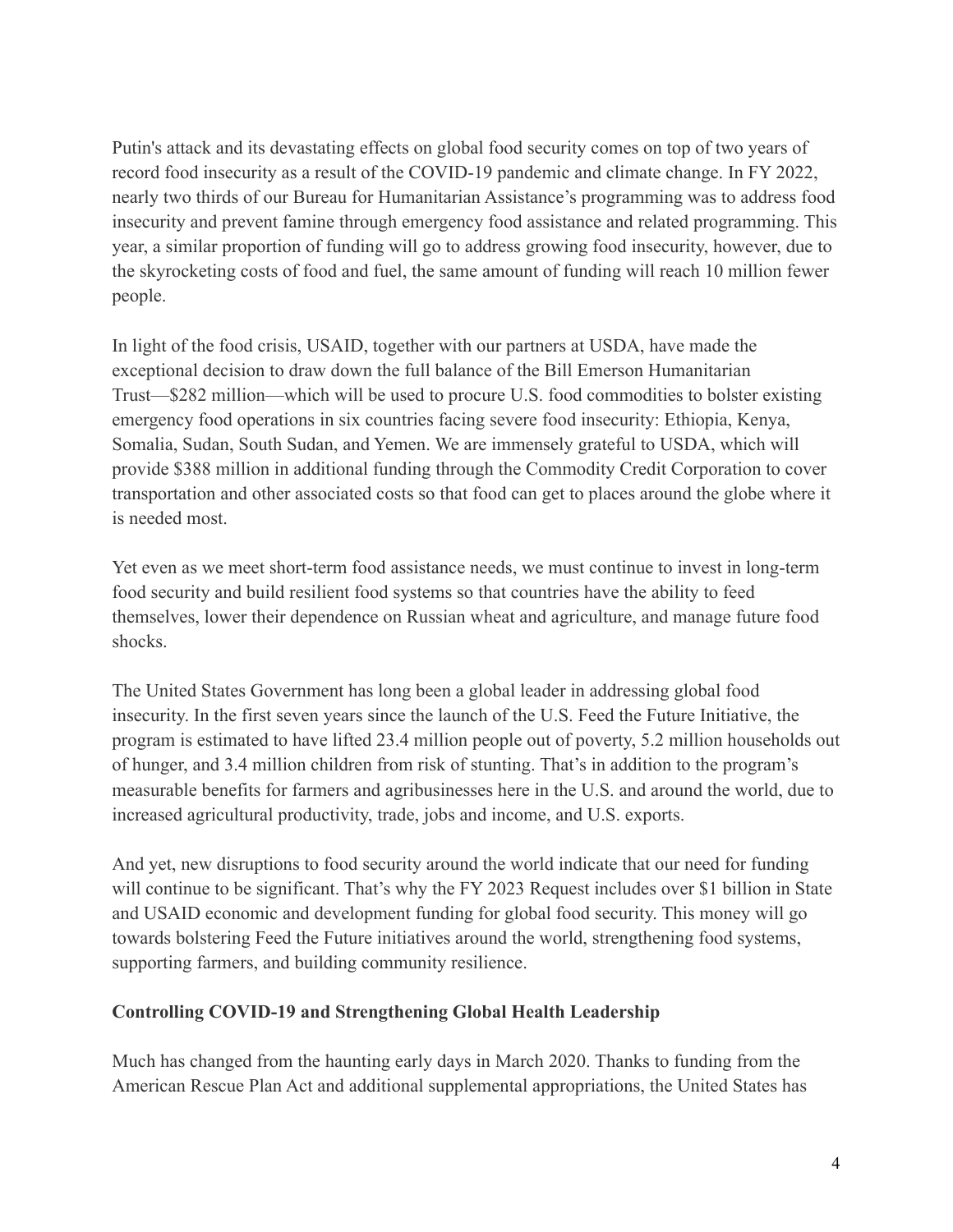Putin's attack and its devastating effects on global food security comes on top of two years of record food insecurity as a result of the COVID-19 pandemic and climate change. In FY 2022, nearly two thirds of our Bureau for Humanitarian Assistance's programming was to address food insecurity and prevent famine through emergency food assistance and related programming. This year, a similar proportion of funding will go to address growing food insecurity, however, due to the skyrocketing costs of food and fuel, the same amount of funding will reach 10 million fewer people.

In light of the food crisis, USAID, together with our partners at USDA, have made the exceptional decision to draw down the full balance of the Bill Emerson Humanitarian Trust—$282 million—which will be used to procure U.S. food commodities to bolster existing emergency food operations in six countries facing severe food insecurity: Ethiopia, Kenya, Somalia, Sudan, South Sudan, and Yemen. We are immensely grateful to USDA, which will provide $388 million in additional funding through the Commodity Credit Corporation to cover transportation and other associated costs so that food can get to places around the globe where it is needed most.

Yet even as we meet short-term food assistance needs, we must continue to invest in long-term food security and build resilient food systems so that countries have the ability to feed themselves, lower their dependence on Russian wheat and agriculture, and manage future food shocks.

The United States Government has long been a global leader in addressing global food insecurity. In the first seven years since the launch of the U.S. Feed the Future Initiative, the program is estimated to have lifted 23.4 million people out of poverty, 5.2 million households out of hunger, and 3.4 million children from risk of stunting. That's in addition to the program's measurable benefits for farmers and agribusinesses here in the U.S. and around the world, due to increased agricultural productivity, trade, jobs and income, and U.S. exports.

And yet, new disruptions to food security around the world indicate that our need for funding will continue to be significant. That's why the FY 2023 Request includes over $1 billion in State and USAID economic and development funding for global food security. This money will go towards bolstering Feed the Future initiatives around the world, strengthening food systems, supporting farmers, and building community resilience.

**Controlling COVID-19 and Strengthening Global Health Leadership**

Much has changed from the haunting early days in March 2020. Thanks to funding from the American Rescue Plan Act and additional supplemental appropriations, the United States has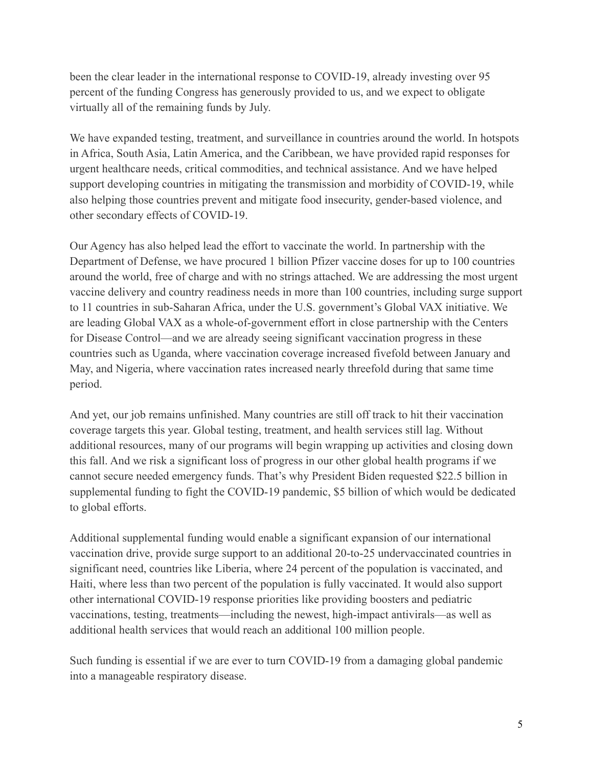been the clear leader in the international response to COVID-19, already investing over 95 percent of the funding Congress has generously provided to us, and we expect to obligate virtually all of the remaining funds by July.

We have expanded testing, treatment, and surveillance in countries around the world. In hotspots in Africa, South Asia, Latin America, and the Caribbean, we have provided rapid responses for urgent healthcare needs, critical commodities, and technical assistance. And we have helped support developing countries in mitigating the transmission and morbidity of COVID-19, while also helping those countries prevent and mitigate food insecurity, gender-based violence, and other secondary effects of COVID-19.

Our Agency has also helped lead the effort to vaccinate the world. In partnership with the Department of Defense, we have procured 1 billion Pfizer vaccine doses for up to 100 countries around the world, free of charge and with no strings attached. We are addressing the most urgent vaccine delivery and country readiness needs in more than 100 countries, including surge support to 11 countries in sub-Saharan Africa, under the U.S. government's Global VAX initiative. We are leading Global VAX as a whole-of-government effort in close partnership with the Centers for Disease Control—and we are already seeing significant vaccination progress in these countries such as Uganda, where vaccination coverage increased fivefold between January and May, and Nigeria, where vaccination rates increased nearly threefold during that same time period.

And yet, our job remains unfinished. Many countries are still off track to hit their vaccination coverage targets this year. Global testing, treatment, and health services still lag. Without additional resources, many of our programs will begin wrapping up activities and closing down this fall. And we risk a significant loss of progress in our other global health programs if we cannot secure needed emergency funds. That's why President Biden requested $22.5 billion in supplemental funding to fight the COVID-19 pandemic, $5 billion of which would be dedicated to global efforts.

Additional supplemental funding would enable a significant expansion of our international vaccination drive, provide surge support to an additional 20-to-25 undervaccinated countries in significant need, countries like Liberia, where 24 percent of the population is vaccinated, and Haiti, where less than two percent of the population is fully vaccinated. It would also support other international COVID-19 response priorities like providing boosters and pediatric vaccinations, testing, treatments—including the newest, high-impact antivirals—as well as additional health services that would reach an additional 100 million people.

Such funding is essential if we are ever to turn COVID-19 from a damaging global pandemic into a manageable respiratory disease.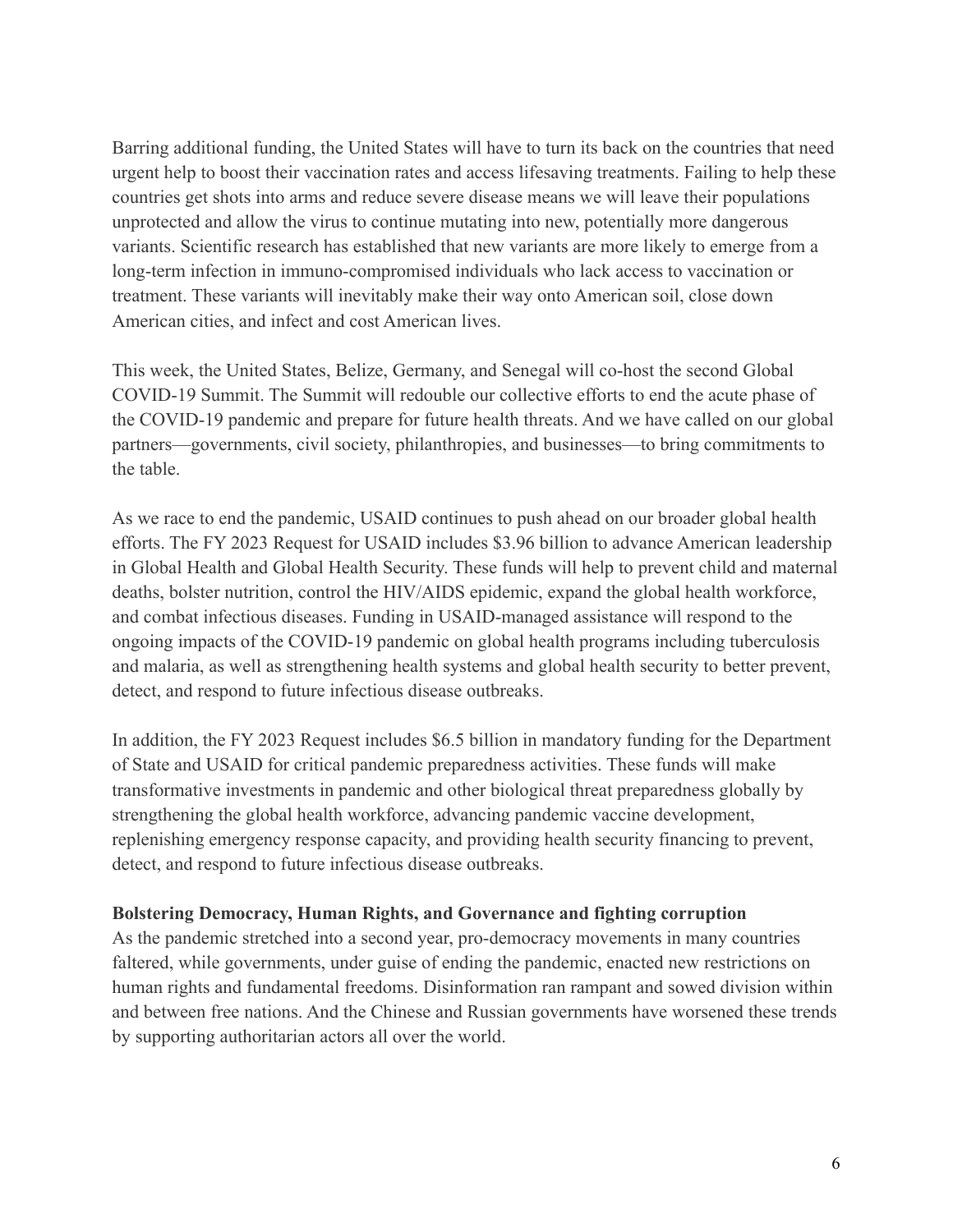Barring additional funding, the United States will have to turn its back on the countries that need urgent help to boost their vaccination rates and access lifesaving treatments. Failing to help these countries get shots into arms and reduce severe disease means we will leave their populations unprotected and allow the virus to continue mutating into new, potentially more dangerous variants. Scientific research has established that new variants are more likely to emerge from a long-term infection in immuno-compromised individuals who lack access to vaccination or treatment. These variants will inevitably make their way onto American soil, close down American cities, and infect and cost American lives.

This week, the United States, Belize, Germany, and Senegal will co-host the second Global COVID-19 Summit. The Summit will redouble our collective efforts to end the acute phase of the COVID-19 pandemic and prepare for future health threats. And we have called on our global partners—governments, civil society, philanthropies, and businesses—to bring commitments to the table.

As we race to end the pandemic, USAID continues to push ahead on our broader global health efforts. The FY 2023 Request for USAID includes $3.96 billion to advance American leadership in Global Health and Global Health Security. These funds will help to prevent child and maternal deaths, bolster nutrition, control the HIV/AIDS epidemic, expand the global health workforce, and combat infectious diseases. Funding in USAID-managed assistance will respond to the ongoing impacts of the COVID-19 pandemic on global health programs including tuberculosis and malaria, as well as strengthening health systems and global health security to better prevent, detect, and respond to future infectious disease outbreaks.

In addition, the FY 2023 Request includes $6.5 billion in mandatory funding for the Department of State and USAID for critical pandemic preparedness activities. These funds will make transformative investments in pandemic and other biological threat preparedness globally by strengthening the global health workforce, advancing pandemic vaccine development, replenishing emergency response capacity, and providing health security financing to prevent, detect, and respond to future infectious disease outbreaks.

**Bolstering Democracy, Human Rights, and Governance and fighting corruption**

As the pandemic stretched into a second year, pro-democracy movements in many countries faltered, while governments, under guise of ending the pandemic, enacted new restrictions on human rights and fundamental freedoms. Disinformation ran rampant and sowed division within and between free nations. And the Chinese and Russian governments have worsened these trends by supporting authoritarian actors all over the world.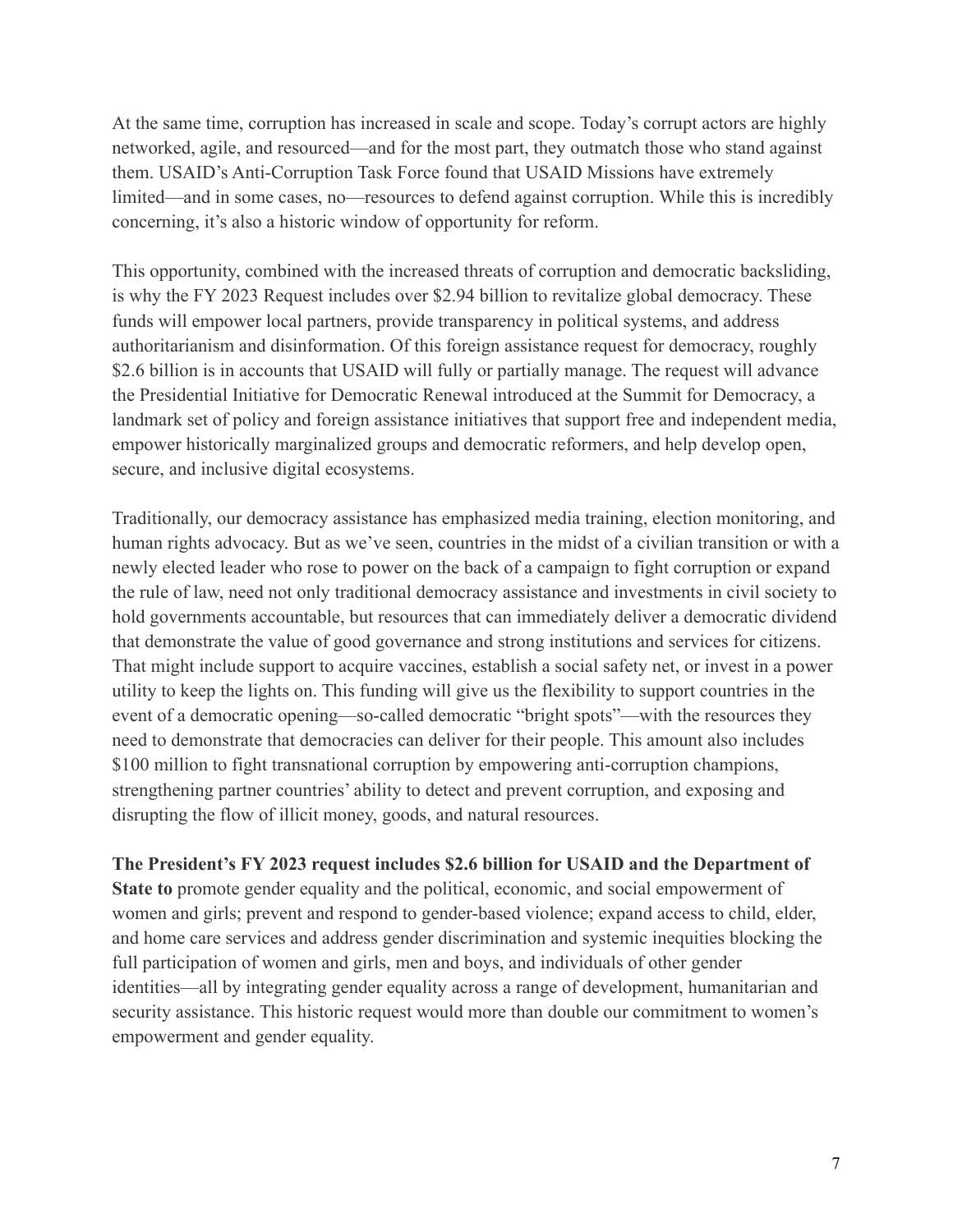At the same time, corruption has increased in scale and scope. Today's corrupt actors are highly networked, agile, and resourced—and for the most part, they outmatch those who stand against them. USAID's Anti-Corruption Task Force found that USAID Missions have extremely limited—and in some cases, no—resources to defend against corruption. While this is incredibly concerning, it's also a historic window of opportunity for reform.

This opportunity, combined with the increased threats of corruption and democratic backsliding, is why the FY 2023 Request includes over $2.94 billion to revitalize global democracy. These funds will empower local partners, provide transparency in political systems, and address authoritarianism and disinformation. Of this foreign assistance request for democracy, roughly $2.6 billion is in accounts that USAID will fully or partially manage. The request will advance the Presidential Initiative for Democratic Renewal introduced at the Summit for Democracy, a landmark set of policy and foreign assistance initiatives that support free and independent media, empower historically marginalized groups and democratic reformers, and help develop open, secure, and inclusive digital ecosystems.

Traditionally, our democracy assistance has emphasized media training, election monitoring, and human rights advocacy. But as we've seen, countries in the midst of a civilian transition or with a newly elected leader who rose to power on the back of a campaign to fight corruption or expand the rule of law, need not only traditional democracy assistance and investments in civil society to hold governments accountable, but resources that can immediately deliver a democratic dividend that demonstrate the value of good governance and strong institutions and services for citizens. That might include support to acquire vaccines, establish a social safety net, or invest in a power utility to keep the lights on. This funding will give us the flexibility to support countries in the event of a democratic opening—so-called democratic "bright spots"—with the resources they need to demonstrate that democracies can deliver for their people. This amount also includes $100 million to fight transnational corruption by empowering anti-corruption champions, strengthening partner countries' ability to detect and prevent corruption, and exposing and disrupting the flow of illicit money, goods, and natural resources.

**The President's FY 2023 request includes $2.6 billion for USAID and the Department of State to** promote gender equality and the political, economic, and social empowerment of women and girls; prevent and respond to gender-based violence; expand access to child, elder, and home care services and address gender discrimination and systemic inequities blocking the full participation of women and girls, men and boys, and individuals of other gender identities—all by integrating gender equality across a range of development, humanitarian and security assistance. This historic request would more than double our commitment to women's empowerment and gender equality.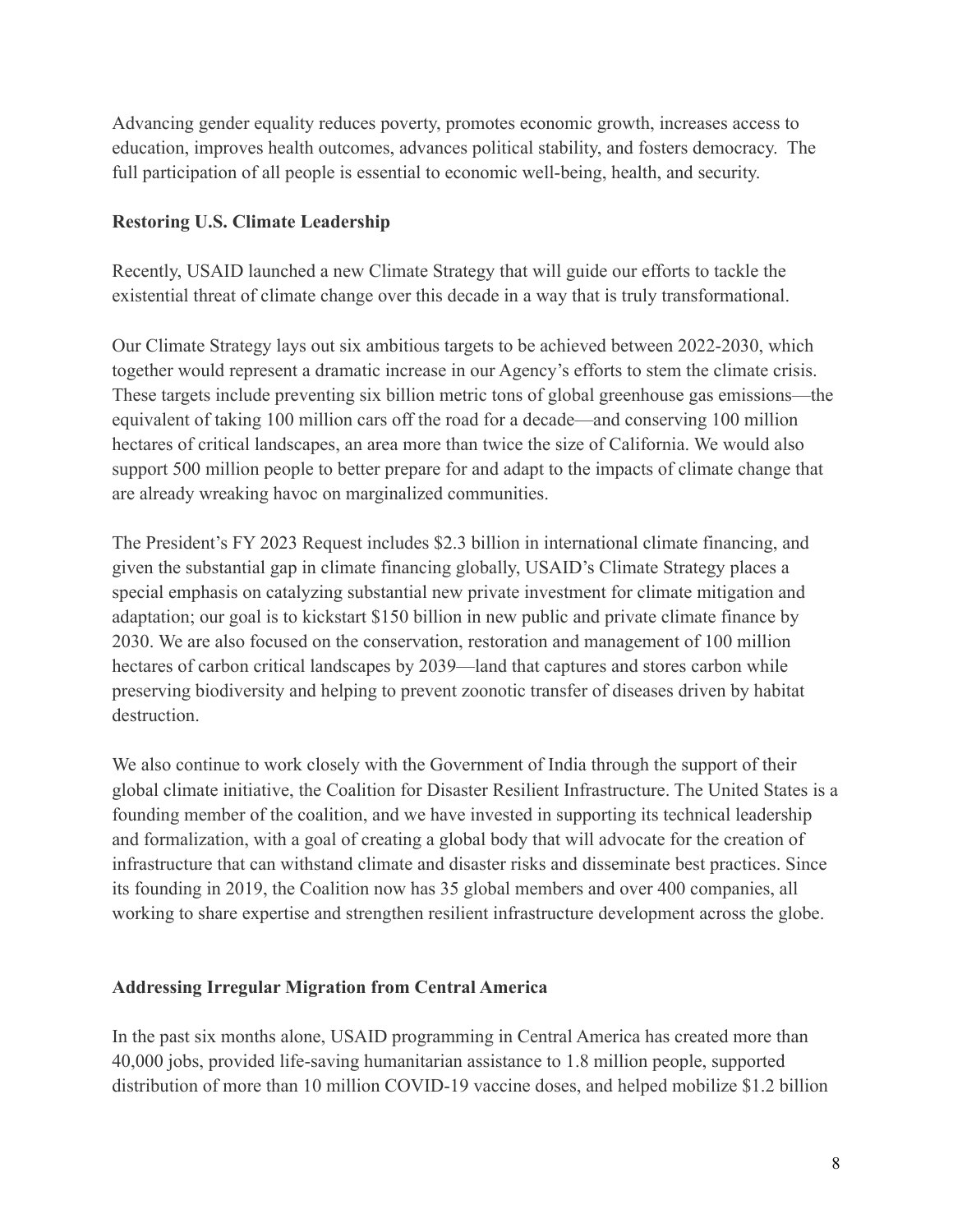Advancing gender equality reduces poverty, promotes economic growth, increases access to education, improves health outcomes, advances political stability, and fosters democracy. The full participation of all people is essential to economic well-being, health, and security.

**Restoring U.S. Climate Leadership**

Recently, USAID launched a new Climate Strategy that will guide our efforts to tackle the existential threat of climate change over this decade in a way that is truly transformational.

Our Climate Strategy lays out six ambitious targets to be achieved between 2022-2030, which together would represent a dramatic increase in our Agency's efforts to stem the climate crisis. These targets include preventing six billion metric tons of global greenhouse gas emissions—the equivalent of taking 100 million cars off the road for a decade—and conserving 100 million hectares of critical landscapes, an area more than twice the size of California. We would also support 500 million people to better prepare for and adapt to the impacts of climate change that are already wreaking havoc on marginalized communities.

The President's FY 2023 Request includes $2.3 billion in international climate financing, and given the substantial gap in climate financing globally, USAID's Climate Strategy places a special emphasis on catalyzing substantial new private investment for climate mitigation and adaptation; our goal is to kickstart $150 billion in new public and private climate finance by 2030. We are also focused on the conservation, restoration and management of 100 million hectares of carbon critical landscapes by 2039—land that captures and stores carbon while preserving biodiversity and helping to prevent zoonotic transfer of diseases driven by habitat destruction.

We also continue to work closely with the Government of India through the support of their global climate initiative, the Coalition for Disaster Resilient Infrastructure. The United States is a founding member of the coalition, and we have invested in supporting its technical leadership and formalization, with a goal of creating a global body that will advocate for the creation of infrastructure that can withstand climate and disaster risks and disseminate best practices. Since its founding in 2019, the Coalition now has 35 global members and over 400 companies, all working to share expertise and strengthen resilient infrastructure development across the globe.

**Addressing Irregular Migration from Central America**

In the past six months alone, USAID programming in Central America has created more than 40,000 jobs, provided life-saving humanitarian assistance to 1.8 million people, supported distribution of more than 10 million COVID-19 vaccine doses, and helped mobilize $1.2 billion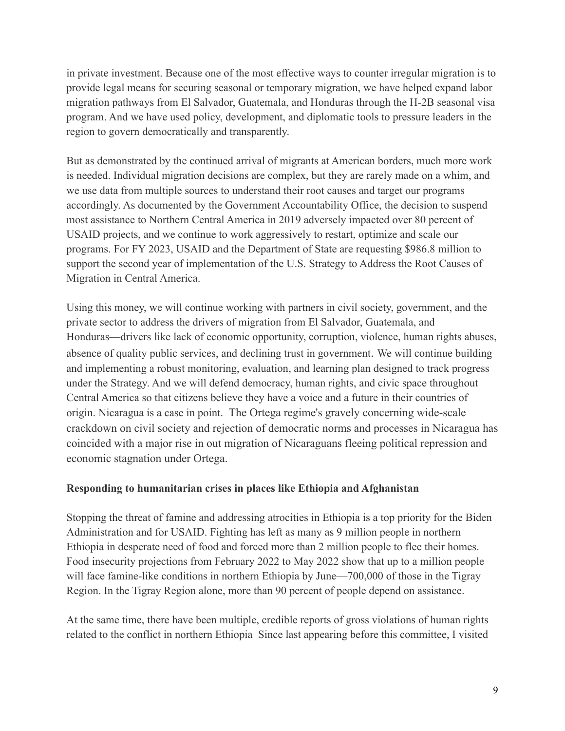in private investment. Because one of the most effective ways to counter irregular migration is to provide legal means for securing seasonal or temporary migration, we have helped expand labor migration pathways from El Salvador, Guatemala, and Honduras through the H-2B seasonal visa program. And we have used policy, development, and diplomatic tools to pressure leaders in the region to govern democratically and transparently.

But as demonstrated by the continued arrival of migrants at American borders, much more work is needed. Individual migration decisions are complex, but they are rarely made on a whim, and we use data from multiple sources to understand their root causes and target our programs accordingly. As documented by the Government Accountability Office, the decision to suspend most assistance to Northern Central America in 2019 adversely impacted over 80 percent of USAID projects, and we continue to work aggressively to restart, optimize and scale our programs. For FY 2023, USAID and the Department of State are requesting $986.8 million to support the second year of implementation of the U.S. Strategy to Address the Root Causes of Migration in Central America.

Using this money, we will continue working with partners in civil society, government, and the private sector to address the drivers of migration from El Salvador, Guatemala, and Honduras—drivers like lack of economic opportunity, corruption, violence, human rights abuses, absence of quality public services, and declining trust in government. We will continue building and implementing a robust monitoring, evaluation, and learning plan designed to track progress under the Strategy. And we will defend democracy, human rights, and civic space throughout Central America so that citizens believe they have a voice and a future in their countries of origin. Nicaragua is a case in point. The Ortega regime's gravely concerning wide-scale crackdown on civil society and rejection of democratic norms and processes in Nicaragua has coincided with a major rise in out migration of Nicaraguans fleeing political repression and economic stagnation under Ortega.

**Responding to humanitarian crises in places like Ethiopia and Afghanistan**

Stopping the threat of famine and addressing atrocities in Ethiopia is a top priority for the Biden Administration and for USAID. Fighting has left as many as 9 million people in northern Ethiopia in desperate need of food and forced more than 2 million people to flee their homes. Food insecurity projections from February 2022 to May 2022 show that up to a million people will face famine-like conditions in northern Ethiopia by June—700,000 of those in the Tigray Region. In the Tigray Region alone, more than 90 percent of people depend on assistance.

At the same time, there have been multiple, credible reports of gross violations of human rights related to the conflict in northern Ethiopia Since last appearing before this committee, I visited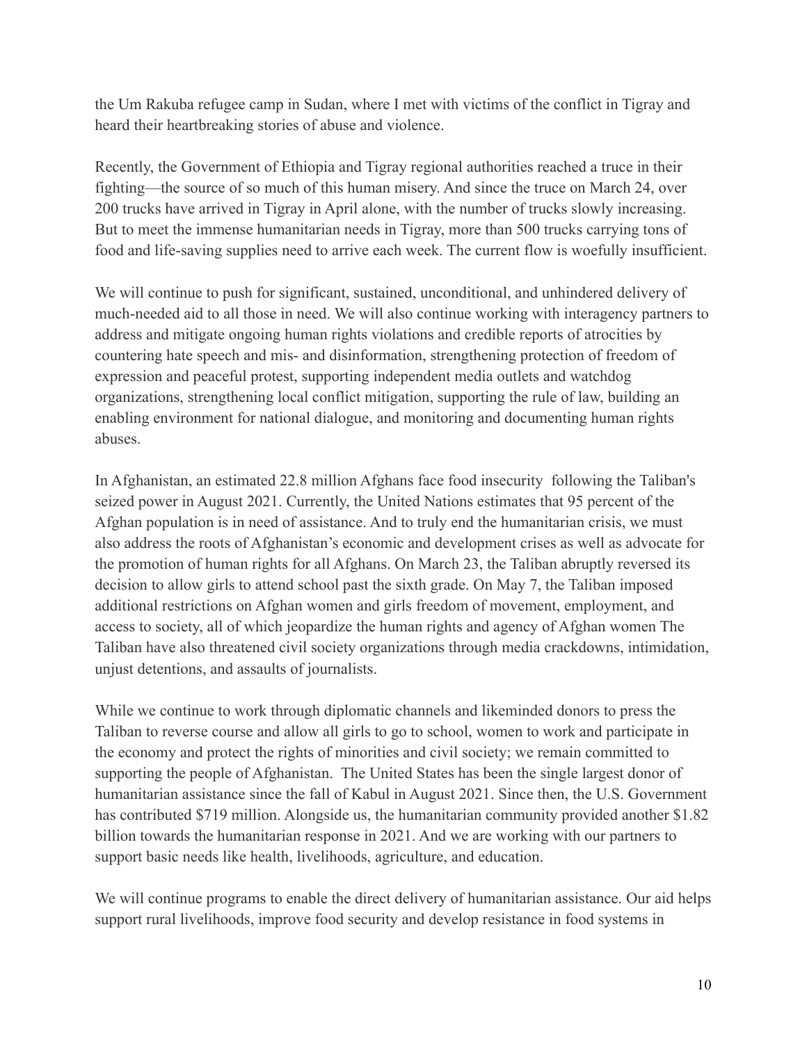the Um Rakuba refugee camp in Sudan, where I met with victims of the conflict in Tigray and heard their heartbreaking stories of abuse and violence.

Recently, the Government of Ethiopia and Tigray regional authorities reached a truce in their fighting—the source of so much of this human misery. And since the truce on March 24, over 200 trucks have arrived in Tigray in April alone, with the number of trucks slowly increasing. But to meet the immense humanitarian needs in Tigray, more than 500 trucks carrying tons of food and life-saving supplies need to arrive each week. The current flow is woefully insufficient.

We will continue to push for significant, sustained, unconditional, and unhindered delivery of much-needed aid to all those in need. We will also continue working with interagency partners to address and mitigate ongoing human rights violations and credible reports of atrocities by countering hate speech and mis- and disinformation, strengthening protection of freedom of expression and peaceful protest, supporting independent media outlets and watchdog organizations, strengthening local conflict mitigation, supporting the rule of law, building an enabling environment for national dialogue, and monitoring and documenting human rights abuses.

In Afghanistan, an estimated 22.8 million Afghans face food insecurity following the Taliban's seized power in August 2021. Currently, the United Nations estimates that 95 percent of the Afghan population is in need of assistance. And to truly end the humanitarian crisis, we must also address the roots of Afghanistan's economic and development crises as well as advocate for the promotion of human rights for all Afghans. On March 23, the Taliban abruptly reversed its decision to allow girls to attend school past the sixth grade. On May 7, the Taliban imposed additional restrictions on Afghan women and girls freedom of movement, employment, and access to society, all of which jeopardize the human rights and agency of Afghan women The Taliban have also threatened civil society organizations through media crackdowns, intimidation, unjust detentions, and assaults of journalists.

While we continue to work through diplomatic channels and likeminded donors to press the Taliban to reverse course and allow all girls to go to school, women to work and participate in the economy and protect the rights of minorities and civil society; we remain committed to supporting the people of Afghanistan. The United States has been the single largest donor of humanitarian assistance since the fall of Kabul in August 2021. Since then, the U.S. Government has contributed $719 million. Alongside us, the humanitarian community provided another $1.82 billion towards the humanitarian response in 2021. And we are working with our partners to support basic needs like health, livelihoods, agriculture, and education.

We will continue programs to enable the direct delivery of humanitarian assistance. Our aid helps support rural livelihoods, improve food security and develop resistance in food systems in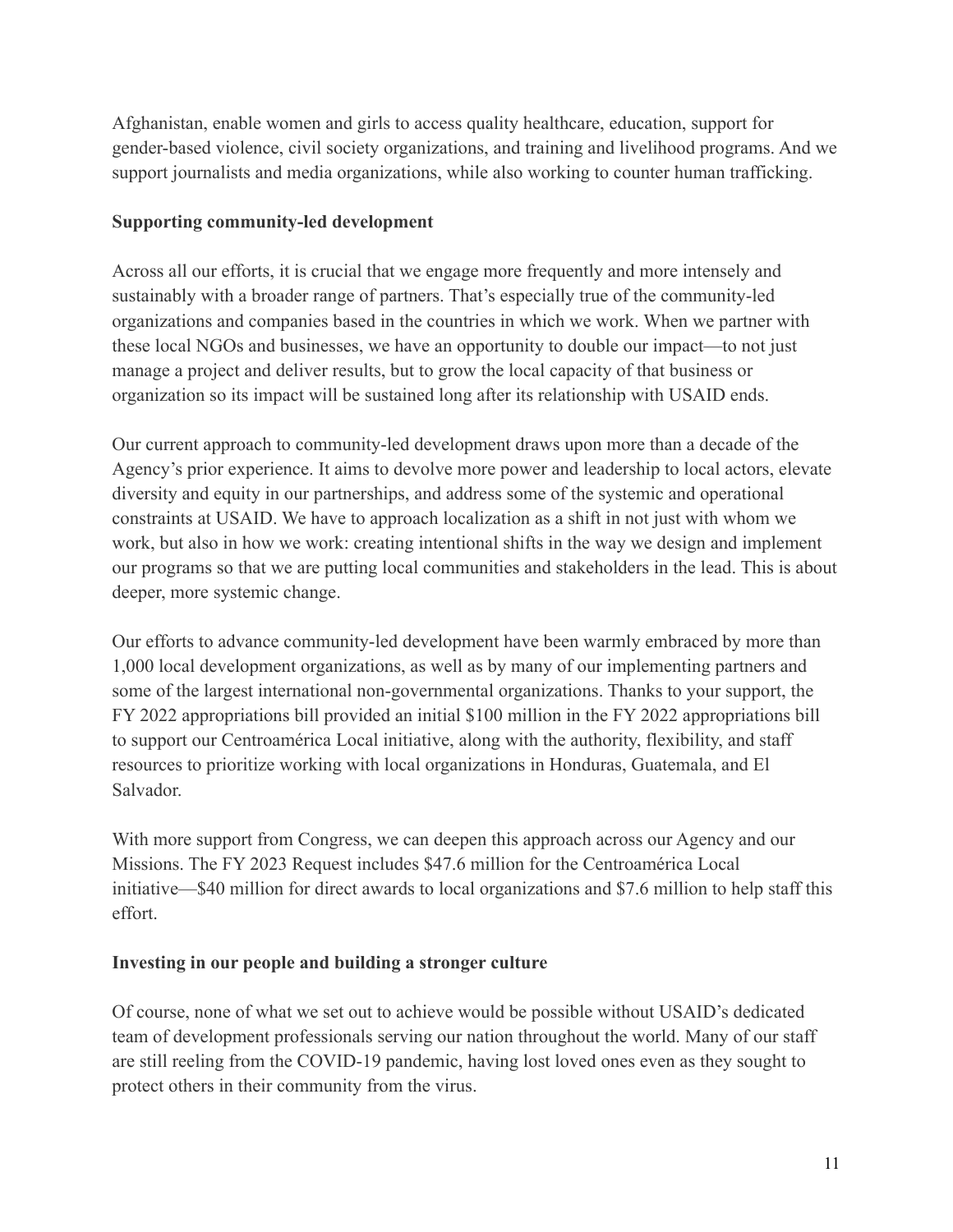Afghanistan, enable women and girls to access quality healthcare, education, support for gender-based violence, civil society organizations, and training and livelihood programs. And we support journalists and media organizations, while also working to counter human trafficking.

**Supporting community-led development**

Across all our efforts, it is crucial that we engage more frequently and more intensely and sustainably with a broader range of partners. That's especially true of the community-led organizations and companies based in the countries in which we work. When we partner with these local NGOs and businesses, we have an opportunity to double our impact—to not just manage a project and deliver results, but to grow the local capacity of that business or organization so its impact will be sustained long after its relationship with USAID ends.

Our current approach to community-led development draws upon more than a decade of the Agency's prior experience. It aims to devolve more power and leadership to local actors, elevate diversity and equity in our partnerships, and address some of the systemic and operational constraints at USAID. We have to approach localization as a shift in not just with whom we work, but also in how we work: creating intentional shifts in the way we design and implement our programs so that we are putting local communities and stakeholders in the lead. This is about deeper, more systemic change.

Our efforts to advance community-led development have been warmly embraced by more than 1,000 local development organizations, as well as by many of our implementing partners and some of the largest international non-governmental organizations. Thanks to your support, the FY 2022 appropriations bill provided an initial $100 million in the FY 2022 appropriations bill to support our Centroamérica Local initiative, along with the authority, flexibility, and staff resources to prioritize working with local organizations in Honduras, Guatemala, and El Salvador.

With more support from Congress, we can deepen this approach across our Agency and our Missions. The FY 2023 Request includes $47.6 million for the Centroamérica Local initiative—$40 million for direct awards to local organizations and $7.6 million to help staff this effort.

**Investing in our people and building a stronger culture**

Of course, none of what we set out to achieve would be possible without USAID's dedicated team of development professionals serving our nation throughout the world. Many of our staff are still reeling from the COVID-19 pandemic, having lost loved ones even as they sought to protect others in their community from the virus.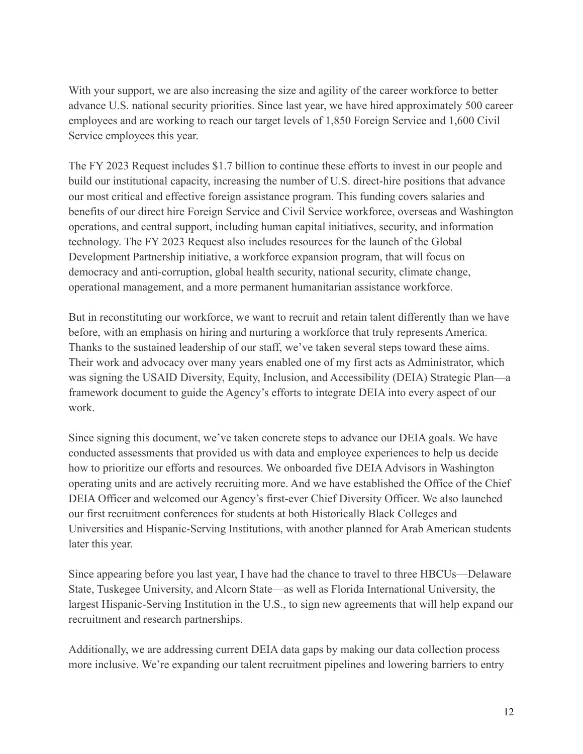With your support, we are also increasing the size and agility of the career workforce to better advance U.S. national security priorities. Since last year, we have hired approximately 500 career employees and are working to reach our target levels of 1,850 Foreign Service and 1,600 Civil Service employees this year.

The FY 2023 Request includes $1.7 billion to continue these efforts to invest in our people and build our institutional capacity, increasing the number of U.S. direct-hire positions that advance our most critical and effective foreign assistance program. This funding covers salaries and benefits of our direct hire Foreign Service and Civil Service workforce, overseas and Washington operations, and central support, including human capital initiatives, security, and information technology. The FY 2023 Request also includes resources for the launch of the Global Development Partnership initiative, a workforce expansion program, that will focus on democracy and anti-corruption, global health security, national security, climate change, operational management, and a more permanent humanitarian assistance workforce.

But in reconstituting our workforce, we want to recruit and retain talent differently than we have before, with an emphasis on hiring and nurturing a workforce that truly represents America. Thanks to the sustained leadership of our staff, we've taken several steps toward these aims. Their work and advocacy over many years enabled one of my first acts as Administrator, which was signing the USAID Diversity, Equity, Inclusion, and Accessibility (DEIA) Strategic Plan—a framework document to guide the Agency's efforts to integrate DEIA into every aspect of our work.

Since signing this document, we've taken concrete steps to advance our DEIA goals. We have conducted assessments that provided us with data and employee experiences to help us decide how to prioritize our efforts and resources. We onboarded five DEIA Advisors in Washington operating units and are actively recruiting more. And we have established the Office of the Chief DEIA Officer and welcomed our Agency's first-ever Chief Diversity Officer. We also launched our first recruitment conferences for students at both Historically Black Colleges and Universities and Hispanic-Serving Institutions, with another planned for Arab American students later this year.

Since appearing before you last year, I have had the chance to travel to three HBCUs—Delaware State, Tuskegee University, and Alcorn State—as well as Florida International University, the largest Hispanic-Serving Institution in the U.S., to sign new agreements that will help expand our recruitment and research partnerships.

Additionally, we are addressing current DEIA data gaps by making our data collection process more inclusive. We're expanding our talent recruitment pipelines and lowering barriers to entry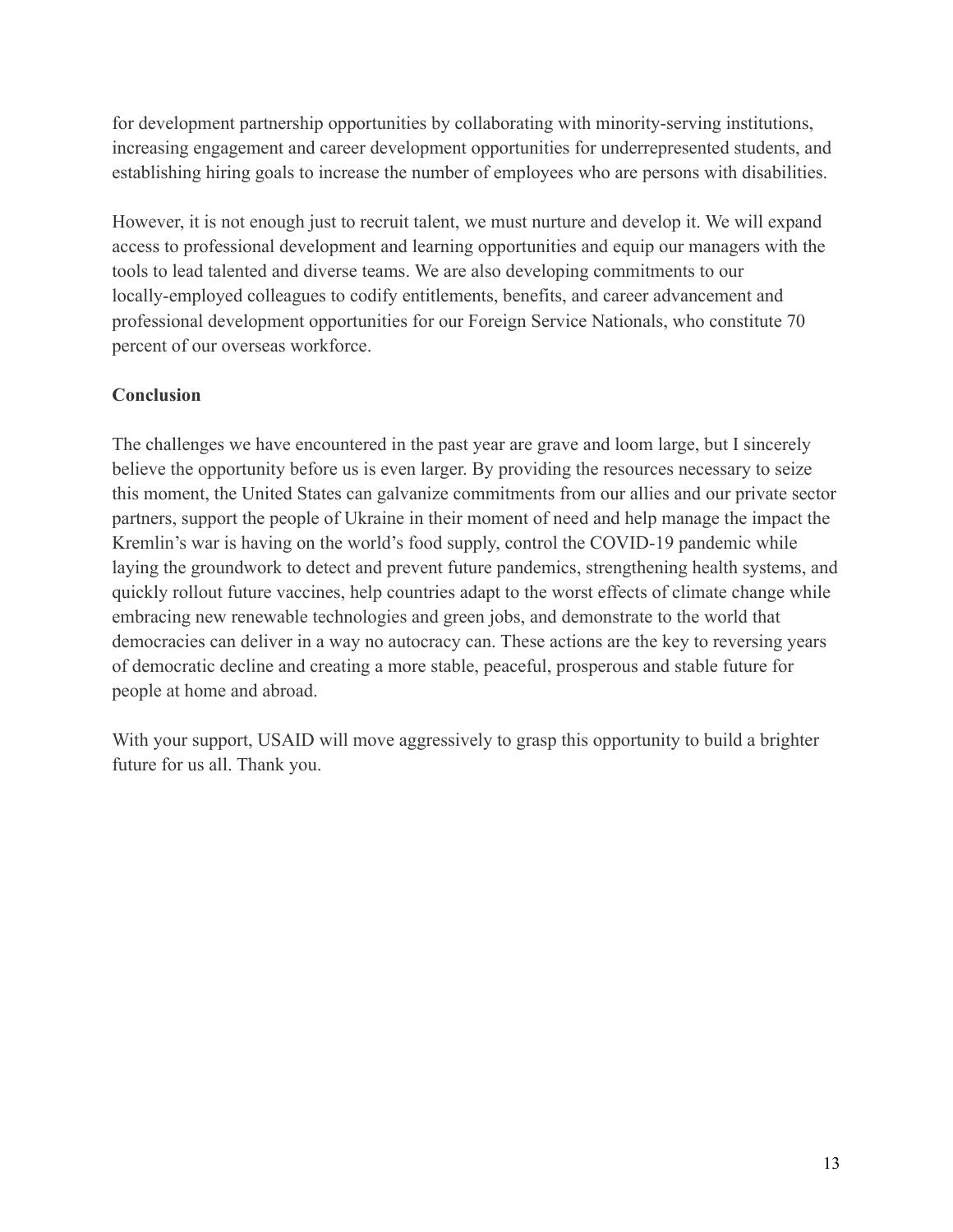for development partnership opportunities by collaborating with minority-serving institutions, increasing engagement and career development opportunities for underrepresented students, and establishing hiring goals to increase the number of employees who are persons with disabilities.

However, it is not enough just to recruit talent, we must nurture and develop it. We will expand access to professional development and learning opportunities and equip our managers with the tools to lead talented and diverse teams. We are also developing commitments to our locally-employed colleagues to codify entitlements, benefits, and career advancement and professional development opportunities for our Foreign Service Nationals, who constitute 70 percent of our overseas workforce.

**Conclusion**

The challenges we have encountered in the past year are grave and loom large, but I sincerely believe the opportunity before us is even larger. By providing the resources necessary to seize this moment, the United States can galvanize commitments from our allies and our private sector partners, support the people of Ukraine in their moment of need and help manage the impact the Kremlin's war is having on the world's food supply, control the COVID-19 pandemic while laying the groundwork to detect and prevent future pandemics, strengthening health systems, and quickly rollout future vaccines, help countries adapt to the worst effects of climate change while embracing new renewable technologies and green jobs, and demonstrate to the world that democracies can deliver in a way no autocracy can. These actions are the key to reversing years of democratic decline and creating a more stable, peaceful, prosperous and stable future for people at home and abroad.

With your support, USAID will move aggressively to grasp this opportunity to build a brighter future for us all. Thank you.